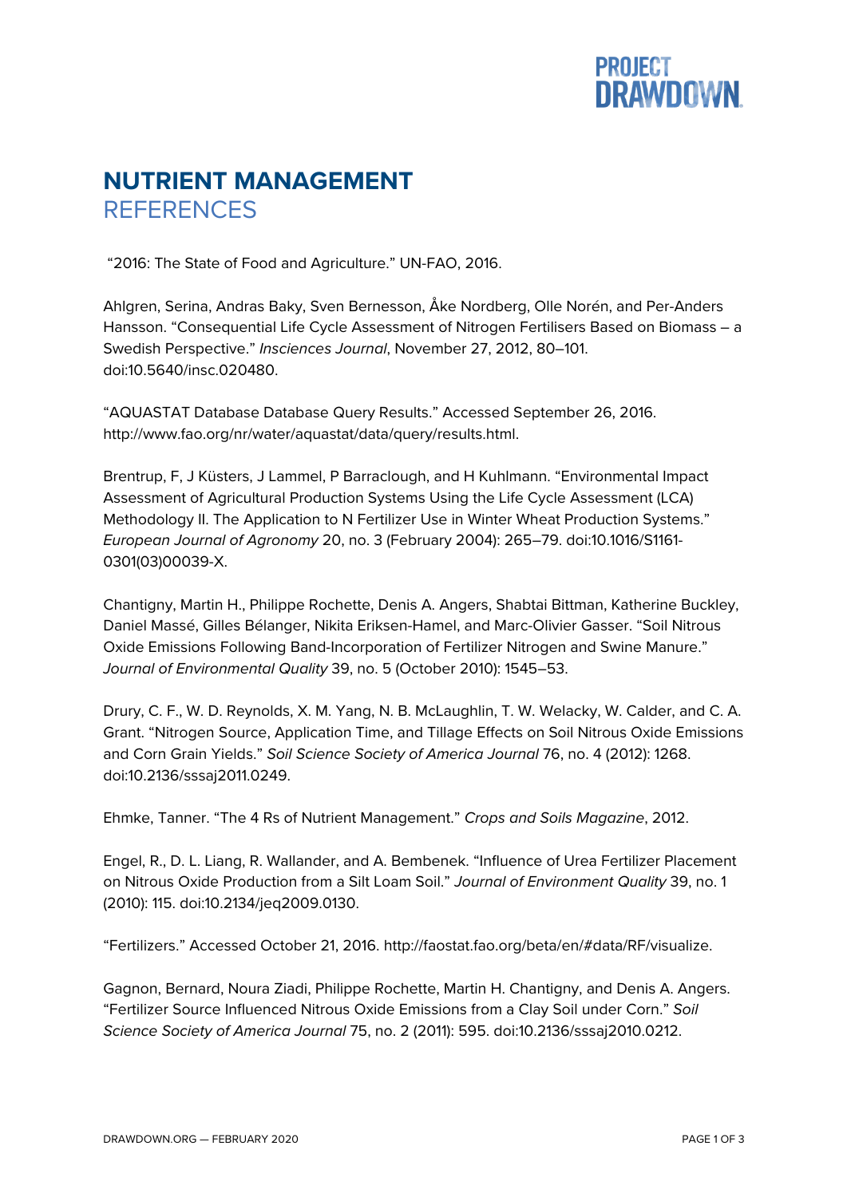# NUTRIENT MANAGEMENT

## REFERENCES

"2016: The State of Food and Agriculture." UN-FAO, 2016.

Ahlgren, Serina, Andras Baky, Sven Bernesson, Åke Nordberg, Olle Norén, and Per-Anders Hansson. "Consequential Life Cycle Assessment of Nitrogen Fertilisers Based on Biomass – a Swedish Perspective." *Insciences Journal*, November 27, 2012, 80–101. doi:10.5640/insc.020480.

"AQUASTAT Database Database Query Results." Accessed September 26, 2016. http://www.fao.org/nr/water/aquastat/data/query/results.html.

Brentrup, F, J Küsters, J Lammel, P Barraclough, and H Kuhlmann. "Environmental Impact Assessment of Agricultural Production Systems Using the Life Cycle Assessment (LCA) Methodology II. The Application to N Fertilizer Use in Winter Wheat Production Systems." *European Journal of Agronomy* 20, no. 3 (February 2004): 265–79. doi:10.1016/S1161-0301(03)00039-X.

Chantigny, Martin H., Philippe Rochette, Denis A. Angers, Shabtai Bittman, Katherine Buckley, Daniel Massé, Gilles Bélanger, Nikita Eriksen-Hamel, and Marc-Olivier Gasser. "Soil Nitrous Oxide Emissions Following Band-Incorporation of Fertilizer Nitrogen and Swine Manure." *Journal of Environmental Quality* 39, no. 5 (October 2010): 1545–53.

Drury, C. F., W. D. Reynolds, X. M. Yang, N. B. McLaughlin, T. W. Welacky, W. Calder, and C. A. Grant. "Nitrogen Source, Application Time, and Tillage Effects on Soil Nitrous Oxide Emissions and Corn Grain Yields." *Soil Science Society of America Journal* 76, no. 4 (2012): 1268. doi:10.2136/sssaj2011.0249.

Ehmke, Tanner. "The 4 Rs of Nutrient Management." *Crops and Soils Magazine*, 2012.

Engel, R., D. L. Liang, R. Wallander, and A. Bembenek. "Influence of Urea Fertilizer Placement on Nitrous Oxide Production from a Silt Loam Soil." *Journal of Environment Quality* 39, no. 1 (2010): 115. doi:10.2134/jeq2009.0130.

"Fertilizers." Accessed October 21, 2016. http://faostat.fao.org/beta/en/#data/RF/visualize.

Gagnon, Bernard, Noura Ziadi, Philippe Rochette, Martin H. Chantigny, and Denis A. Angers. "Fertilizer Source Influenced Nitrous Oxide Emissions from a Clay Soil under Corn." *Soil Science Society of America Journal* 75, no. 2 (2011): 595. doi:10.2136/sssaj2010.0212.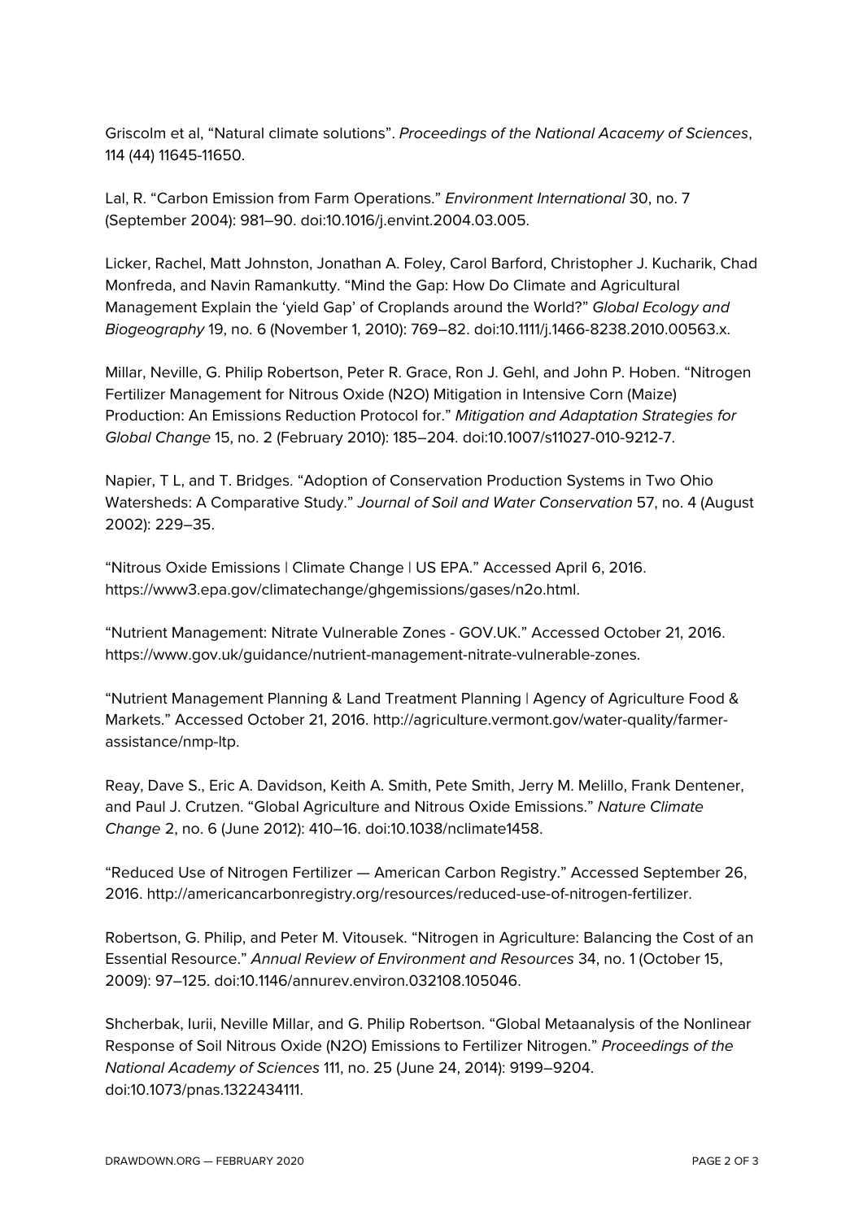Griscolm et al, "Natural climate solutions". *Proceedings of the National Acacemy of Sciences*, 114 (44) 11645-11650.

Lal, R. "Carbon Emission from Farm Operations." *Environment International* 30, no. 7 (September 2004): 981–90. doi:10.1016/j.envint.2004.03.005.

Licker, Rachel, Matt Johnston, Jonathan A. Foley, Carol Barford, Christopher J. Kucharik, Chad Monfreda, and Navin Ramankutty. "Mind the Gap: How Do Climate and Agricultural Management Explain the 'yield Gap' of Croplands around the World?" *Global Ecology and Biogeography* 19, no. 6 (November 1, 2010): 769–82. doi:10.1111/j.1466-8238.2010.00563.x.

Millar, Neville, G. Philip Robertson, Peter R. Grace, Ron J. Gehl, and John P. Hoben. "Nitrogen Fertilizer Management for Nitrous Oxide (N2O) Mitigation in Intensive Corn (Maize) Production: An Emissions Reduction Protocol for." *Mitigation and Adaptation Strategies for Global Change* 15, no. 2 (February 2010): 185–204. doi:10.1007/s11027-010-9212-7.

Napier, T L, and T. Bridges. "Adoption of Conservation Production Systems in Two Ohio Watersheds: A Comparative Study." *Journal of Soil and Water Conservation* 57, no. 4 (August 2002): 229–35.

"Nitrous Oxide Emissions | Climate Change | US EPA." Accessed April 6, 2016. https://www3.epa.gov/climatechange/ghgemissions/gases/n2o.html.

"Nutrient Management: Nitrate Vulnerable Zones - GOV.UK." Accessed October 21, 2016. https://www.gov.uk/guidance/nutrient-management-nitrate-vulnerable-zones.

"Nutrient Management Planning & Land Treatment Planning | Agency of Agriculture Food & Markets." Accessed October 21, 2016. http://agriculture.vermont.gov/water-quality/farmer-assistance/nmp-ltp.

Reay, Dave S., Eric A. Davidson, Keith A. Smith, Pete Smith, Jerry M. Melillo, Frank Dentener, and Paul J. Crutzen. "Global Agriculture and Nitrous Oxide Emissions." *Nature Climate Change* 2, no. 6 (June 2012): 410–16. doi:10.1038/nclimate1458.

"Reduced Use of Nitrogen Fertilizer — American Carbon Registry." Accessed September 26, 2016. http://americancarbonregistry.org/resources/reduced-use-of-nitrogen-fertilizer.

Robertson, G. Philip, and Peter M. Vitousek. "Nitrogen in Agriculture: Balancing the Cost of an Essential Resource." *Annual Review of Environment and Resources* 34, no. 1 (October 15, 2009): 97–125. doi:10.1146/annurev.environ.032108.105046.

Shcherbak, Iurii, Neville Millar, and G. Philip Robertson. "Global Metaanalysis of the Nonlinear Response of Soil Nitrous Oxide (N2O) Emissions to Fertilizer Nitrogen." *Proceedings of the National Academy of Sciences* 111, no. 25 (June 24, 2014): 9199–9204. doi:10.1073/pnas.1322434111.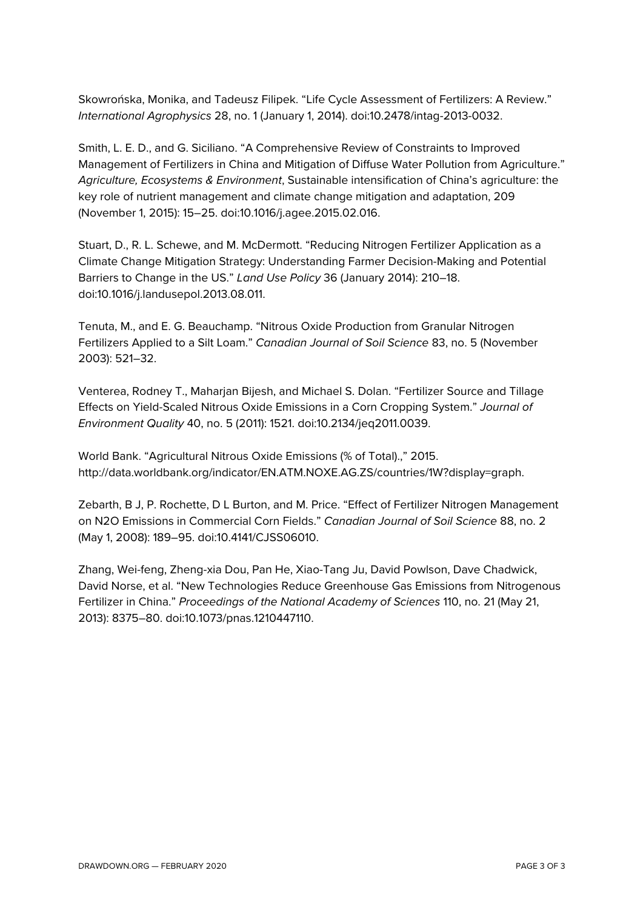Skowrońska, Monika, and Tadeusz Filipek. "Life Cycle Assessment of Fertilizers: A Review." *International Agrophysics* 28, no. 1 (January 1, 2014). doi:10.2478/intag-2013-0032.

Smith, L. E. D., and G. Siciliano. "A Comprehensive Review of Constraints to Improved Management of Fertilizers in China and Mitigation of Diffuse Water Pollution from Agriculture." *Agriculture, Ecosystems & Environment*, Sustainable intensification of China's agriculture: the key role of nutrient management and climate change mitigation and adaptation, 209 (November 1, 2015): 15–25. doi:10.1016/j.agee.2015.02.016.

Stuart, D., R. L. Schewe, and M. McDermott. "Reducing Nitrogen Fertilizer Application as a Climate Change Mitigation Strategy: Understanding Farmer Decision-Making and Potential Barriers to Change in the US." *Land Use Policy* 36 (January 2014): 210–18. doi:10.1016/j.landusepol.2013.08.011.

Tenuta, M., and E. G. Beauchamp. "Nitrous Oxide Production from Granular Nitrogen Fertilizers Applied to a Silt Loam." *Canadian Journal of Soil Science* 83, no. 5 (November 2003): 521–32.

Venterea, Rodney T., Maharjan Bijesh, and Michael S. Dolan. "Fertilizer Source and Tillage Effects on Yield-Scaled Nitrous Oxide Emissions in a Corn Cropping System." *Journal of Environment Quality* 40, no. 5 (2011): 1521. doi:10.2134/jeq2011.0039.

World Bank. "Agricultural Nitrous Oxide Emissions (% of Total).," 2015. http://data.worldbank.org/indicator/EN.ATM.NOXE.AG.ZS/countries/1W?display=graph.

Zebarth, B J, P. Rochette, D L Burton, and M. Price. "Effect of Fertilizer Nitrogen Management on N2O Emissions in Commercial Corn Fields." *Canadian Journal of Soil Science* 88, no. 2 (May 1, 2008): 189–95. doi:10.4141/CJSS06010.

Zhang, Wei-feng, Zheng-xia Dou, Pan He, Xiao-Tang Ju, David Powlson, Dave Chadwick, David Norse, et al. "New Technologies Reduce Greenhouse Gas Emissions from Nitrogenous Fertilizer in China." *Proceedings of the National Academy of Sciences* 110, no. 21 (May 21, 2013): 8375–80. doi:10.1073/pnas.1210447110.